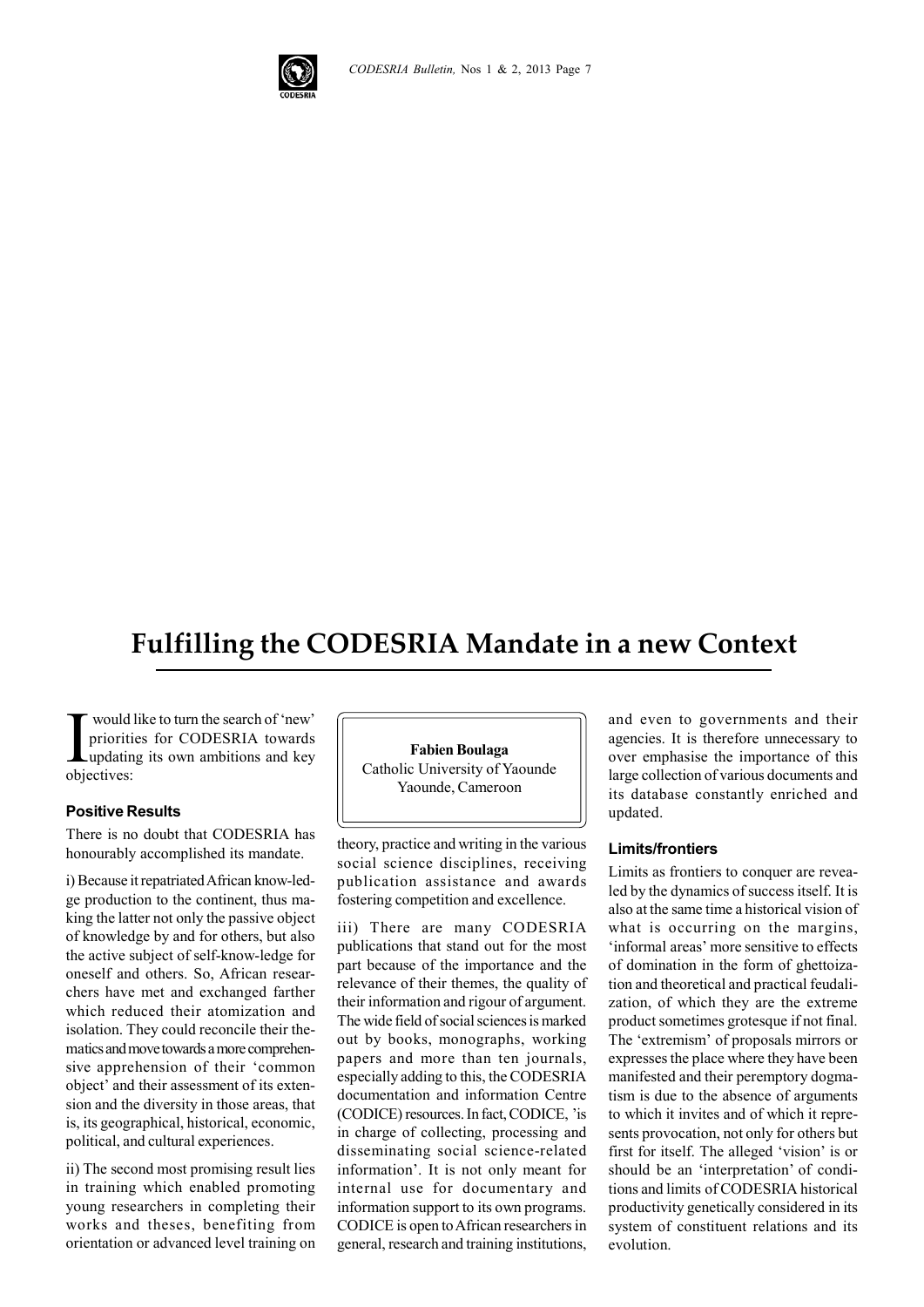# Fulfilling the CODESRIA Mandate in a new Context

**Fabien Boulaga**
Catholic University of Yaounde
Yaounde, Cameroon

I would like to turn the search of 'new' priorities for CODESRIA towards updating its own ambitions and key objectives:

### Positive Results

There is no doubt that CODESRIA has honourably accomplished its mandate.

i) Because it repatriated African know-ledge production to the continent, thus making the latter not only the passive object of knowledge by and for others, but also the active subject of self-know-ledge for oneself and others. So, African researchers have met and exchanged farther which reduced their atomization and isolation. They could reconcile their thematics and move towards a more comprehensive apprehension of their 'common object' and their assessment of its extension and the diversity in those areas, that is, its geographical, historical, economic, political, and cultural experiences.

ii) The second most promising result lies in training which enabled promoting young researchers in completing their works and theses, benefiting from orientation or advanced level training on theory, practice and writing in the various social science disciplines, receiving publication assistance and awards fostering competition and excellence.

iii) There are many CODESRIA publications that stand out for the most part because of the importance and the relevance of their themes, the quality of their information and rigour of argument. The wide field of social sciences is marked out by books, monographs, working papers and more than ten journals, especially adding to this, the CODESRIA documentation and information Centre (CODICE) resources. In fact, CODICE, 'is in charge of collecting, processing and disseminating social science-related information'. It is not only meant for internal use for documentary and information support to its own programs. CODICE is open to African researchers in general, research and training institutions, and even to governments and their agencies. It is therefore unnecessary to over emphasise the importance of this large collection of various documents and its database constantly enriched and updated.

### Limits/frontiers

Limits as frontiers to conquer are revealed by the dynamics of success itself. It is also at the same time a historical vision of what is occurring on the margins, 'informal areas' more sensitive to effects of domination in the form of ghettoization and theoretical and practical feudalization, of which they are the extreme product sometimes grotesque if not final. The 'extremism' of proposals mirrors or expresses the place where they have been manifested and their peremptory dogmatism is due to the absence of arguments to which it invites and of which it represents provocation, not only for others but first for itself. The alleged 'vision' is or should be an 'interpretation' of conditions and limits of CODESRIA historical productivity genetically considered in its system of constituent relations and its evolution.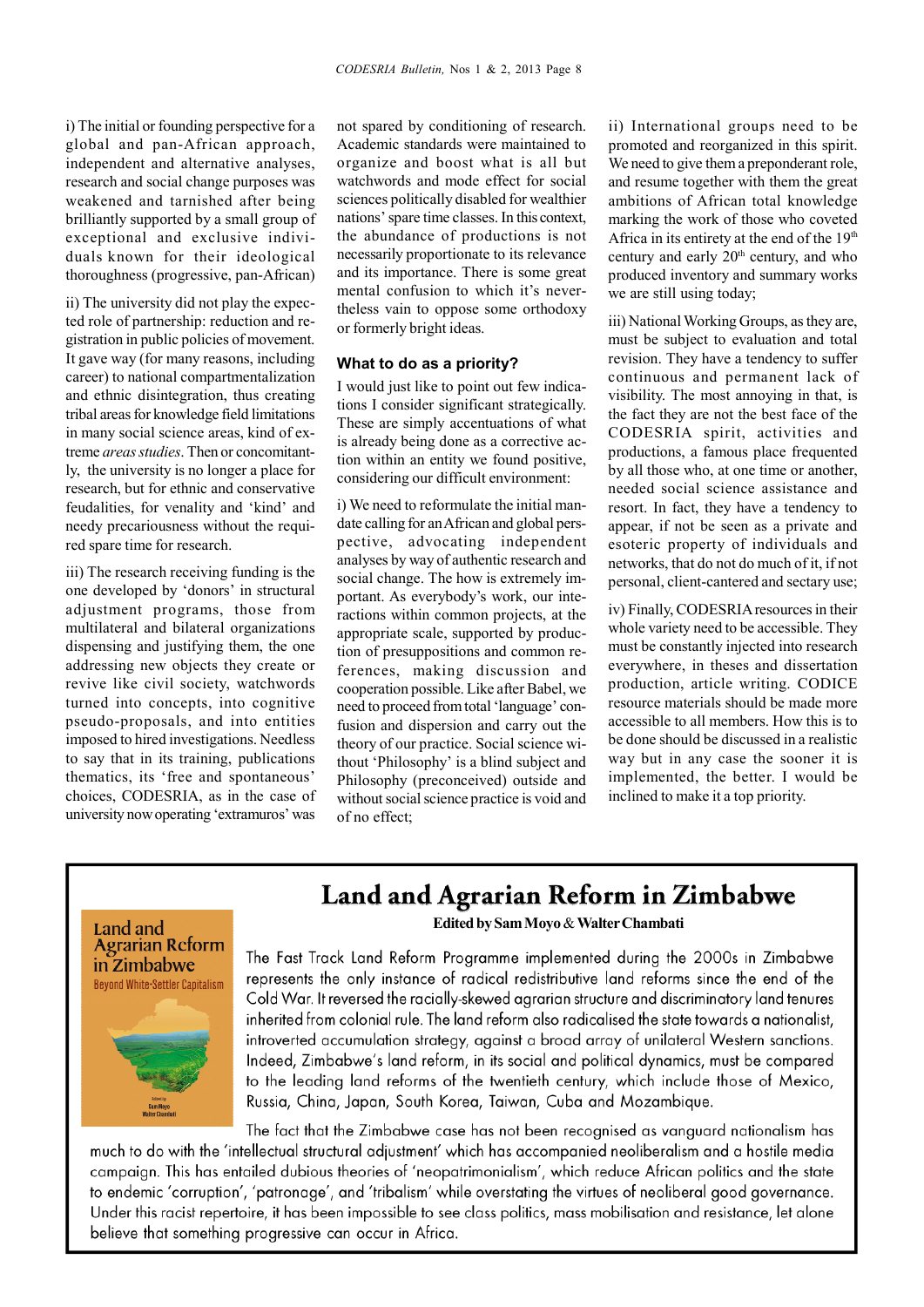i) The initial or founding perspective for a global and pan-African approach, independent and alternative analyses, research and social change purposes was weakened and tarnished after being brilliantly supported by a small group of exceptional and exclusive individuals known for their ideological thoroughness (progressive, pan-African)

ii) The university did not play the expected role of partnership: reduction and regression in public policies of movement. It gave way (for many reasons, including career) to national compartmentalization and ethnic disintegration, thus creating tribal areas for knowledge field limitations in many social science areas, kind of extreme *areas studies*. Then or concomitantly, the university is no longer a place for research, but for ethnic and conservative feudalities, for venality and 'kind' and needy precariousness without the required spare time for research.

iii) The research receiving funding is the one developed by 'donors' in structural adjustment programs, those from multilateral and bilateral organizations dispensing and justifying them, the one addressing new objects they create or revive like civil society, watchwords turned into concepts, into cognitive pseudo-proposals, and into entities imposed to hired investigations. Needless to say that in its training, publications thematics, its 'free and spontaneous' choices, CODESRIA, as in the case of university now operating 'extramuros' was not spared by conditioning of research. Academic standards were maintained to organize and boost what is all but watchwords and mode effect for social sciences politically disabled for wealthier nations' spare time classes. In this context, the abundance of productions is not necessarily proportionate to its relevance and its importance. There is some great mental confusion to which it's nevertheless vain to oppose some orthodoxy or formerly bright ideas.

### What to do as a priority?

I would just like to point out few indications I consider significant strategically. These are simply accentuations of what is already being done as a corrective action within an entity we found positive, considering our difficult environment:

i) We need to reformulate the initial mandate calling for an African and global perspective, advocating independent analyses by way of authentic research and social change. The how is extremely important. As everybody's work, our interactions within common projects, at the appropriate scale, supported by production of presuppositions and common references, making discussion and cooperation possible. Like after Babel, we need to proceed from total 'language' confusion and dispersion and carry out the theory of our practice. Social science without 'Philosophy' is a blind subject and Philosophy (preconceived) outside and without social science practice is void and of no effect;

ii) International groups need to be promoted and reorganized in this spirit. We need to give them a preponderant role, and resume together with them the great ambitions of African total knowledge marking the work of those who coveted Africa in its entirety at the end of the 19th century and early 20th century, and who produced inventory and summary works we are still using today;

iii) National Working Groups, as they are, must be subject to evaluation and total revision. They have a tendency to suffer continuous and permanent lack of visibility. The most annoying in that, is the fact they are not the best face of the CODESRIA spirit, activities and productions, a famous place frequented by all those who, at one time or another, needed social science assistance and resort. In fact, they have a tendency to appear, if not be seen as a private and esoteric property of individuals and networks, that do not do much of it, if not personal, client-cantered and sectary use;

iv) Finally, CODESRIA resources in their whole variety need to be accessible. They must be constantly injected into research everywhere, in theses and dissertation production, article writing. CODICE resource materials should be made more accessible to all members. How this is to be done should be discussed in a realistic way but in any case the sooner it is implemented, the better. I would be inclined to make it a top priority.

---

## Land and Agrarian Reform in Zimbabwe

**Edited by Sam Moyo & Walter Chambati**

The Fast Track Land Reform Programme implemented during the 2000s in Zimbabwe represents the only instance of radical redistributive land reforms since the end of the Cold War. It reversed the racially-skewed agrarian structure and discriminatory land tenures inherited from colonial rule. The land reform also radicalised the state towards a nationalist, introverted accumulation strategy, against a broad array of unilateral Western sanctions. Indeed, Zimbabwe's land reform, in its social and political dynamics, must be compared to the leading land reforms of the twentieth century, which include those of Mexico, Russia, China, Japan, South Korea, Taiwan, Cuba and Mozambique.

The fact that the Zimbabwe case has not been recognised as vanguard nationalism has much to do with the 'intellectual structural adjustment' which has accompanied neoliberalism and a hostile media campaign. This has entailed dubious theories of 'neopatrimonialism', which reduce African politics and the state to endemic 'corruption', 'patronage', and 'tribalism' while overstating the virtues of neoliberal good governance. Under this racist repertoire, it has been impossible to see class politics, mass mobilisation and resistance, let alone believe that something progressive can occur in Africa.